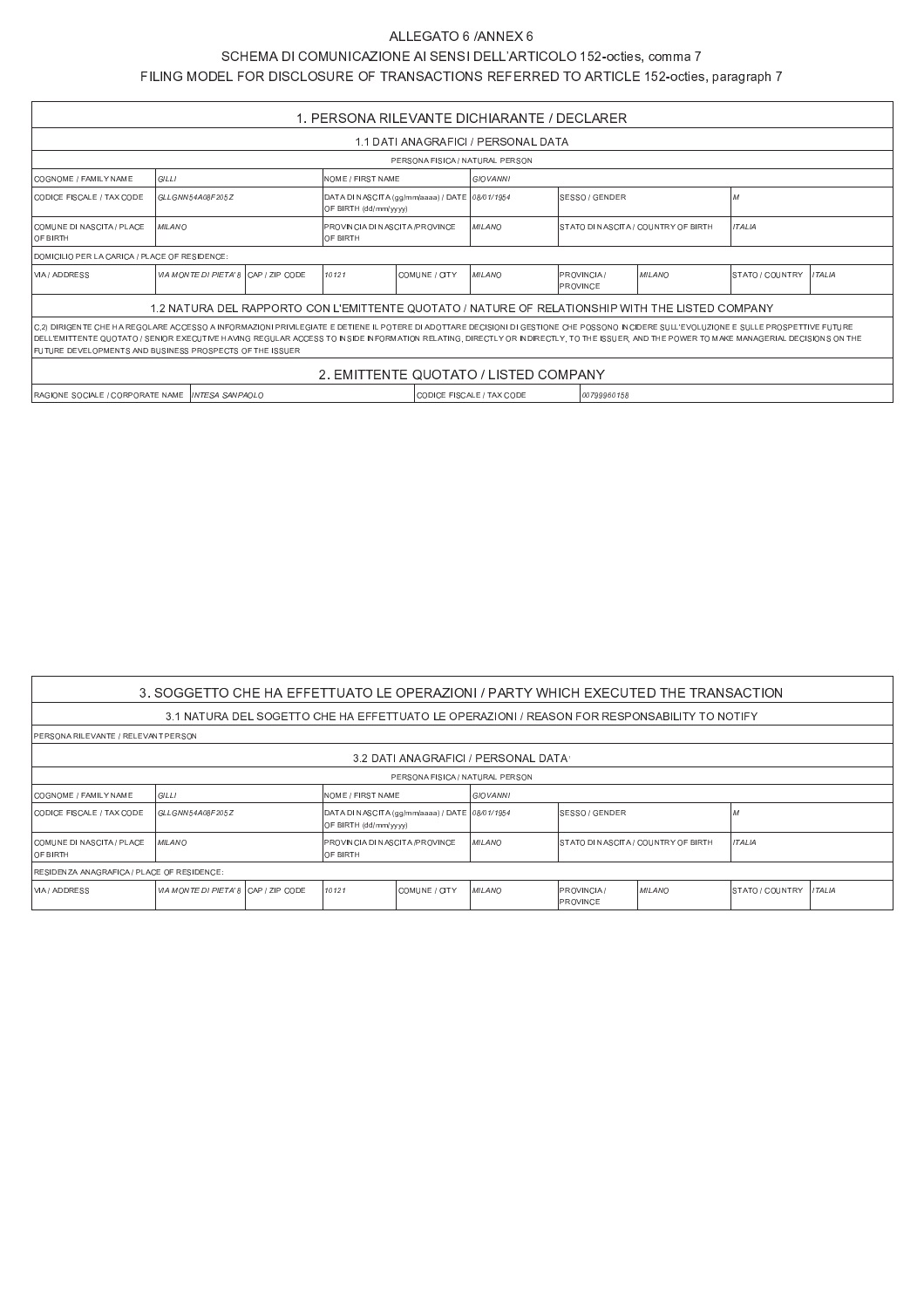ALLEGATO 6 /ANNEX 6

SCHEMA DI COMUNICAZIONE AI SENSI DELL'ARTICOLO 152-octies, comma 7

FILING MODEL FOR DISCLOSURE OF TRANSACTIONS REFERRED TO ARTICLE 152-octies, paragraph 7

## 1. PERSONA RILEVANTE DICHIARANTE / DECLARER

### 1.1 DATI ANAGRAFICI / PERSONAL DATA

PERSONA FISICA / NATURAL PERSON

| | | | | | | | | | |
|---|---|---|---|---|---|---|---|---|---|
| COGNOME / FAMILY NAME | *GILLI* | | NOME / FIRST NAME | | *GIOVANNI* | | | | |
| CODICE FISCALE / TAX CODE | *GLLGNN54A08F205Z* | | DATA DI NASCITA (gg/mm/aaaa) / DATE OF BIRTH (dd/mm/yyyy) | | *08/01/1954* | SESSO / GENDER | | *M* | |
| COMUNE DI NASCITA / PLACE OF BIRTH | *MILANO* | | PROVINCIA DI NASCITA /PROVINCE OF BIRTH | | *MILANO* | STATO DI NASCITA / COUNTRY OF BIRTH | | *ITALIA* | |
| DOMICILIO PER LA CARICA / PLACE OF RESIDENCE: | | | | | | | | | |
| VIA / ADDRESS | *VIA MONTE DI PIETA' 8* | CAP / ZIP CODE | *10121* | COMUNE / CITY | *MILANO* | PROVINCIA / PROVINCE | *MILANO* | STATO / COUNTRY | *ITALIA* |

### 1.2 NATURA DEL RAPPORTO CON L'EMITTENTE QUOTATO / NATURE OF RELATIONSHIP WITH THE LISTED COMPANY

C.2) DIRIGENTE CHE HA REGOLARE ACCESSO A INFORMAZIONI PRIVILEGIATE E DETIENE IL POTERE DI ADOTTARE DECISIONI DI GESTIONE CHE POSSONO INCIDERE SULL'EVOLUZIONE E SULLE PROSPETTIVE FUTURE DELL'EMITTENTE QUOTATO / SENIOR EXECUTIVE HAVING REGULAR ACCESS TO INSIDE INFORMATION RELATING, DIRECTLY OR INDIRECTLY, TO THE ISSUER, AND THE POWER TO MAKE MANAGERIAL DECISIONS ON THE FUTURE DEVELOPMENTS AND BUSINESS PROSPECTS OF THE ISSUER

## 2. EMITTENTE QUOTATO / LISTED COMPANY

| | | | |
|---|---|---|---|
| RAGIONE SOCIALE / CORPORATE NAME | *INTESA SANPAOLO* | CODICE FISCALE / TAX CODE | *00799960158* |

## 3. SOGGETTO CHE HA EFFETTUATO LE OPERAZIONI / PARTY WHICH EXECUTED THE TRANSACTION

### 3.1 NATURA DEL SOGETTO CHE HA EFFETTUATO LE OPERAZIONI / REASON FOR RESPONSABILITY TO NOTIFY

PERSONA RILEVANTE / RELEVANT PERSON

### 3.2 DATI ANAGRAFICI / PERSONAL DATA

PERSONA FISICA / NATURAL PERSON

| | | | | | | | | | |
|---|---|---|---|---|---|---|---|---|---|
| COGNOME / FAMILY NAME | *GILLI* | | NOME / FIRST NAME | | *GIOVANNI* | | | | |
| CODICE FISCALE / TAX CODE | *GLLGNN54A08F205Z* | | DATA DI NASCITA (gg/mm/aaaa) / DATE OF BIRTH (dd/mm/yyyy) | | *08/01/1954* | SESSO / GENDER | | *M* | |
| COMUNE DI NASCITA / PLACE OF BIRTH | *MILANO* | | PROVINCIA DI NASCITA /PROVINCE OF BIRTH | | *MILANO* | STATO DI NASCITA / COUNTRY OF BIRTH | | *ITALIA* | |
| RESIDENZA ANAGRAFICA / PLACE OF RESIDENCE: | | | | | | | | | |
| VIA / ADDRESS | *VIA MONTE DI PIETA' 8* | CAP / ZIP CODE | *10121* | COMUNE / CITY | *MILANO* | PROVINCIA / PROVINCE | *MILANO* | STATO / COUNTRY | *ITALIA* |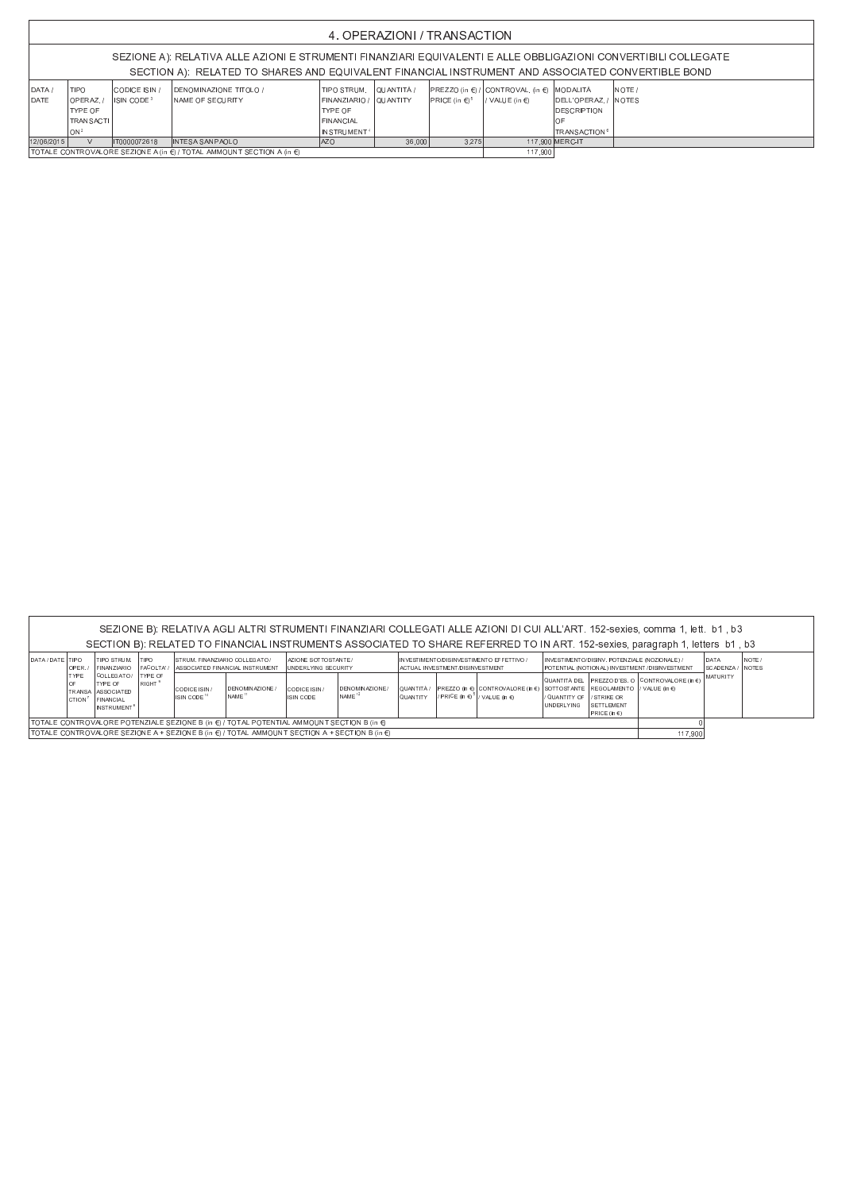# 4. OPERAZIONI / TRANSACTION

## SEZIONE A): RELATIVA ALLE AZIONI E STRUMENTI FINANZIARI EQUIVALENTI E ALLE OBBLIGAZIONI CONVERTIBILI COLLEGATE
## SECTION A): RELATED TO SHARES AND EQUIVALENT FINANCIAL INSTRUMENT AND ASSOCIATED CONVERTIBLE BOND

| DATA / DATE | TIPO OPERAZ. / TYPE OF TRANSACTION [3] | CODICE ISIN / ISIN CODE [3] | DENOMINAZIONE TITOLO / NAME OF SECURITY | TIPO STRUM. FINANZIARIO / TYPE OF FINANCIAL INSTRUMENT [4] | QUANTITÀ / QUANTITY | PREZZO (in €) / PRICE (in €) [5] | CONTROVAL. (in €) / VALUE (in €) | MODALITÀ DELL'OPERAZ. / DESCRIPTION OF TRANSACTION [6] | NOTE / NOTES |
|---|---|---|---|---|---|---|---|---|---|
| 12/06/2015 | V | IT0000072618 | INTESA SANPAOLO | AZO | 36,000 | 3,275 | 117,900 | MERC-IT | |
| TOTALE CONTROVALORE SEZIONE A (in €) / TOTAL AMMOUNT SECTION A (in €) | | | | | | | 117,900 | | |

## SEZIONE B): RELATIVA AGLI ALTRI STRUMENTI FINANZIARI COLLEGATI ALLE AZIONI DI CUI ALL'ART. 152-sexies, comma 1, lett. b1 , b3
## SECTION B): RELATED TO FINANCIAL INSTRUMENTS ASSOCIATED TO SHARE REFERRED TO IN ART. 152-sexies, paragraph 1, letters b1 , b3

| DATA / DATE | TIPO OPER. / TYPE OF TRANSACTION [7] | TIPO STRUM. FINANZIARIO COLLEGATO / TYPE OF ASSOCIATED FINANCIAL INSTRUMENT [8] | TIPO FACOLTA' / TYPE OF RIGHT [9] | STRUM. FINANZIARIO COLLEGATO / ASSOCIATED FINANCIAL INSTRUMENT | | AZIONE SOTTOSTANTE / UNDERLYING SECURITY | | INVESTIMENTO/DISINVESTIMENTO EFFETTIVO / ACTUAL INVESTMENT/DISINVESTMENT | | | INVESTIMENTO/DISINV. POTENZIALE (NOZIONALE) / POTENTIAL (NOTIONAL) INVESTMENT /DISINVESTMENT | | | DATA SCADENZA / MATURITY | NOTE / NOTES |
|---|---|---|---|---|---|---|---|---|---|---|---|---|---|---|---|
| | | | | CODICE ISIN / ISIN CODE [10] | DENOMINAZIONE / NAME [11] | CODICE ISIN / ISIN CODE | DENOMINAZIONE / NAME [12] | QUANTITÀ / QUANTITY | PREZZO (in €) / PRICE (in €) [5] | CONTROVALORE (in €) / VALUE (in €) | QUANTITÀ DEL SOTTOSTANTE / QUANTITY OF UNDERLYING | PREZZO D'ES. O REGOLAMENTO / STRIKE OR SETTLEMENT PRICE (in €) | CONTROVALORE (in €) / VALUE (in €) | | |
| TOTALE CONTROVALORE POTENZIALE SEZIONE B (in €) / TOTAL POTENTIAL AMMOUNT SECTION B (in €) | | | | | | | | | | | | | 0 | | |
| TOTALE CONTROVALORE SEZIONE A + SEZIONE B (in €) / TOTAL AMMOUNT SECTION A + SECTION B (in €) | | | | | | | | | | | | | 117,900 | | |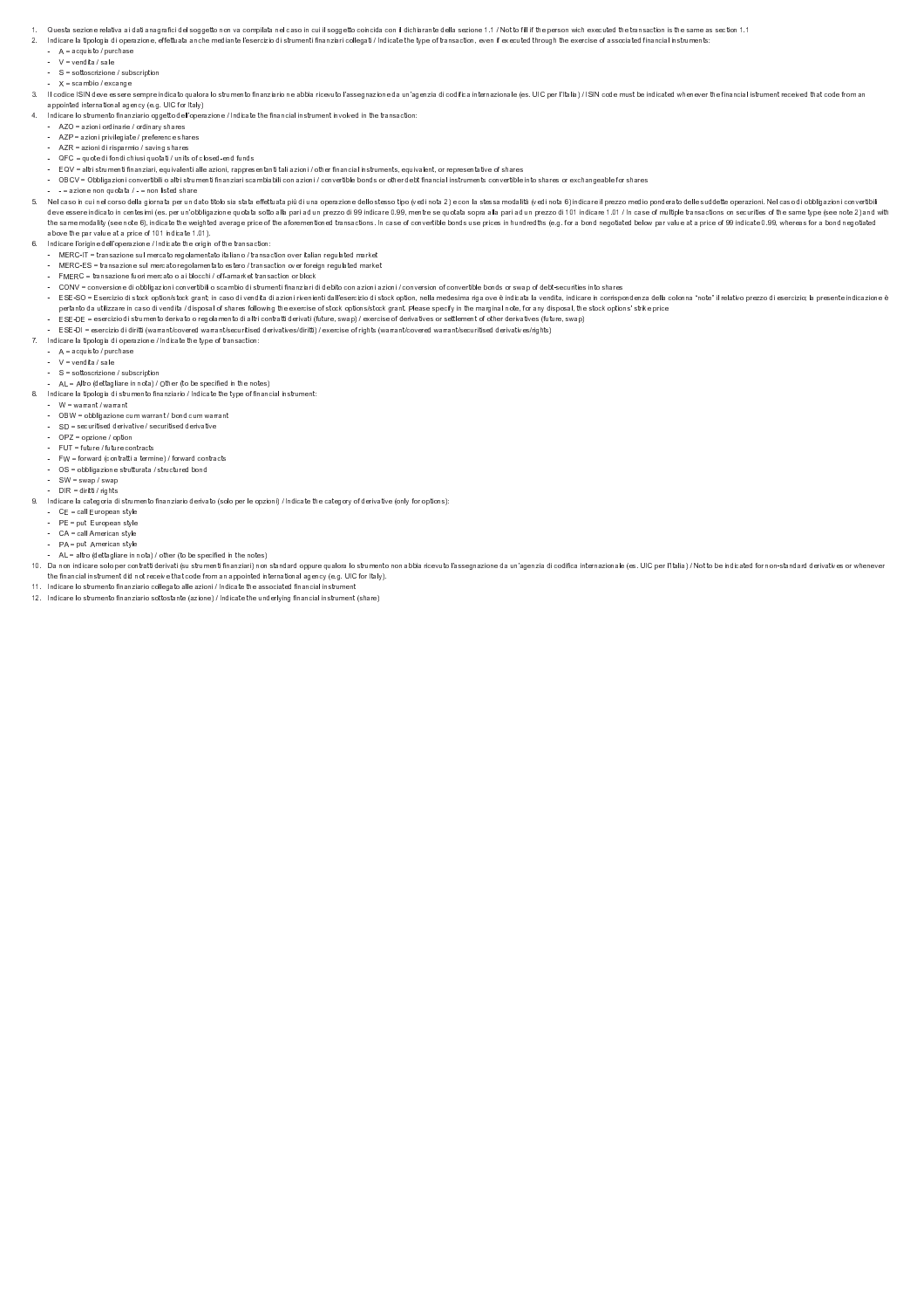1. Questa sezione relativa ai dati anagrafici del soggetto non va compilata nel caso in cui il soggetto coincida con il dichiarante della sezione 1.1 / Not to fill if the person wich executed the transaction is the same as section 1.1
2. Indicare la tipologia di operazione, effettuata anche mediante l'esercizio di strumenti finanziari collegati / Indicate the type of transaction, even if executed through the exercise of associated financial instruments:
   - A = acquisto / purchase
   - V = vendita / sale
   - S = sottoscrizione / subscription
   - X = scambio / excange
3. Il codice ISIN deve essere sempre indicato qualora lo strumento finanziario ne abbia ricevuto l'assegnazione da un'agenzia di codifica internazionale (es. UIC per l'Italia) / ISIN code must be indicated whenever the financial istrument received that code from an appointed international agency (e.g. UIC for Italy)
4. Indicare lo strumento finanziario oggetto dell'operazione / Indicate the financial instrument involved in the transaction:
   - AZO = azioni ordinarie / ordinary shares
   - AZP = azioni privilegiate / preferences shares
   - AZR = azioni di risparmio / saving shares
   - QFC = quote di fondi chiusi quotati / units of closed-end funds
   - EQV = altri strumenti finanziari, equivalenti alle azioni, rappresentanti tali azioni / other financial instruments, equivalent, or representative of shares
   - OBCV = Obbligazioni convertibili o altri strumenti finanziari scambiabili con azioni / convertible bonds or other debt financial instruments convertible into shares or exchangeable for shares
   - - = azione non quotata / - = non listed share
5. Nel caso in cui nel corso della giornata per un dato titolo sia stata effettuata più di una operazione dello stesso tipo (vedi nota 2) e con la stessa modalità (vedi nota 6) indicare il prezzo medio ponderato delle suddette operazioni. Nel caso di obbligazioni convertibili deve essere indicato in centesimi (es. per un'obbligazione quotata sotto alla pari ad un prezzo di 99 indicare 0.99, mentre se quotata sopra alla pari ad un prezzo di 101 indicare 1.01 / In case of multiple transactions on securities of the same type (see note 2) and with the same modality (see note 6), indicate the weighted average price of the aforementioned transactions. In case of convertible bonds use prices in hundredths (e.g. for a bond negotiated below par value at a price of 99 indicate 0.99, whereas for a bond negotiated above the par value at a price of 101 indicate 1.01).
6. Indicare l'origine dell'operazione / Indicate the origin of the transaction:
   - MERC-IT = transazione sul mercato regolamentato italiano / transaction over italian regulated market
   - MERC-ES = transazione sul mercato regolamentato estero / transaction over foreign regulated market
   - FMERC = transazione fuori mercato o ai blocchi / off-amarket transaction or block
   - CONV = conversione di obbligazioni convertibili o scambio di strumenti finanziari di debito con azioni azioni / conversion of convertible bonds or swap of debt-securities into shares
   - ESE-SO = Esercizio di stock option/stock grant; in caso di vendita di azioni rivenienti dall'esercizio di stock option, nella medesima riga ove è indicata la vendita, indicare in corrispondenza della colonna "note" il relativo prezzo di esercizio; la presente indicazione è pertanto da utilizzare in caso di vendita / disposal of shares following the exercise of stock options/stock grant. Please specify in the marginal note, for any disposal, the stock options' strike price
   - ESE-DE = esercizio di strumento derivato o regolamento di altri contratti derivati (future, swap) / exercise of derivatives or settlement of other derivatives (future, swap)
   - ESE-DI = esercizio di diritti (warrant/covered warrant/securitised derivati/diritti) / exercise of rights (warrant/covered warrant/securitised derivatives/rights)
7. Indicare la tipologia di operazione / Indicate the type of transaction:
   - A = acquisto / purchase
   - V = vendita / sale
   - S = sottoscrizione / subscription
   - AL = Altro (dettagliare in nota) / Other (to be specified in the notes)
8. Indicare la tipologia di strumento finanziario / Indicate the type of financial instrument:
   - W = warrant / warrant
   - OBW = obbligazione cum warrant / bond cum warrant
   - SD = securitised derivative / securitised derivative
   - OPZ = opzione / option
   - FUT = future / future contracts
   - FW = forward (contratti a termine) / forward contracts
   - OS = obbligazione strutturata / structured bond
   - SW = swap / swap
   - DIR = diritti / rights
9. Indicare la categoria di strumento finanziario derivato (solo per le opzioni) / Indicate the category of derivative (only for options):
   - CE = call European style
   - PE = put European style
   - CA = call American style
   - PA = put American style
   - AL = altro (dettagliare in nota) / other (to be specified in the notes)
10. Da non indicare solo per contratti derivati (su strumenti finanziari) non standard oppure qualora lo strumento non abbia ricevuto l'assegnazione da un'agenzia di codifica internazionale (es. UIC per l'Italia) / Not to be indicated for non-standard derivatives or whenever the financial instrument did not receive that code from an appointed international agency (e.g. UIC for Italy).
11. Indicare lo strumento finanziario collegato alle azioni / Indicate the associated financial instrument
12. Indicare lo strumento finanziario sottostante (azione) / Indicate the underlying financial instrument (share)